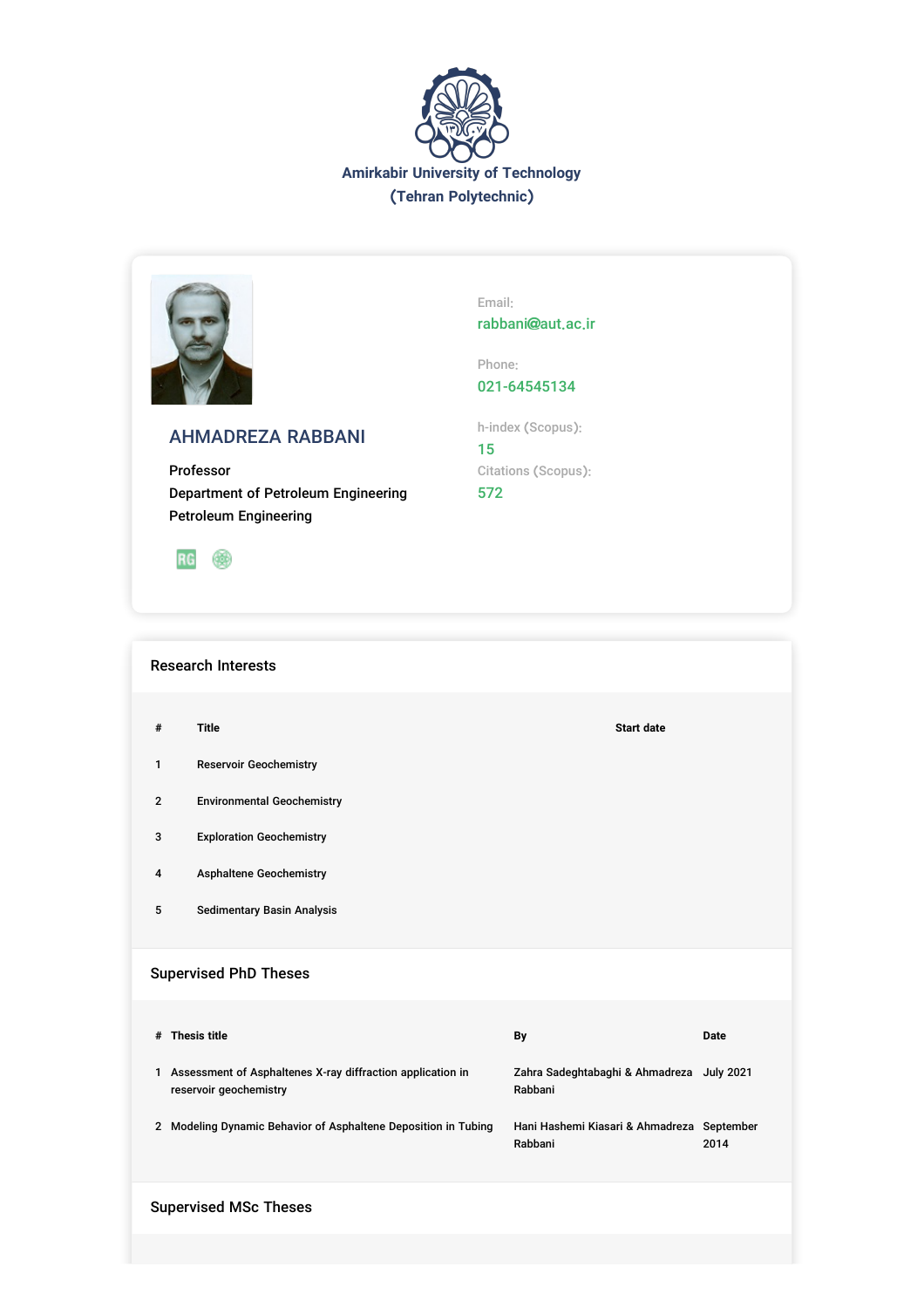Amirkabir University of Technology
(Tehran Polytechnic)

## AHMADREZA RABBANI

Professor
Department of Petroleum Engineering
Petroleum Engineering

Email:
rabbani@aut.ac.ir

Phone:
021-64545134

h-index (Scopus):
15

Citations (Scopus):
572

### Research Interests

| # | Title | Start date |
|---|---|---|
| 1 | Reservoir Geochemistry | |
| 2 | Environmental Geochemistry | |
| 3 | Exploration Geochemistry | |
| 4 | Asphaltene Geochemistry | |
| 5 | Sedimentary Basin Analysis | |

### Supervised PhD Theses

| # | Thesis title | By | Date |
|---|---|---|---|
| 1 | Assessment of Asphaltenes X-ray diffraction application in reservoir geochemistry | Zahra Sadeghtabaghi & Ahmadreza Rabbani | July 2021 |
| 2 | Modeling Dynamic Behavior of Asphaltene Deposition in Tubing | Hani Hashemi Kiasari & Ahmadreza Rabbani | September 2014 |

### Supervised MSc Theses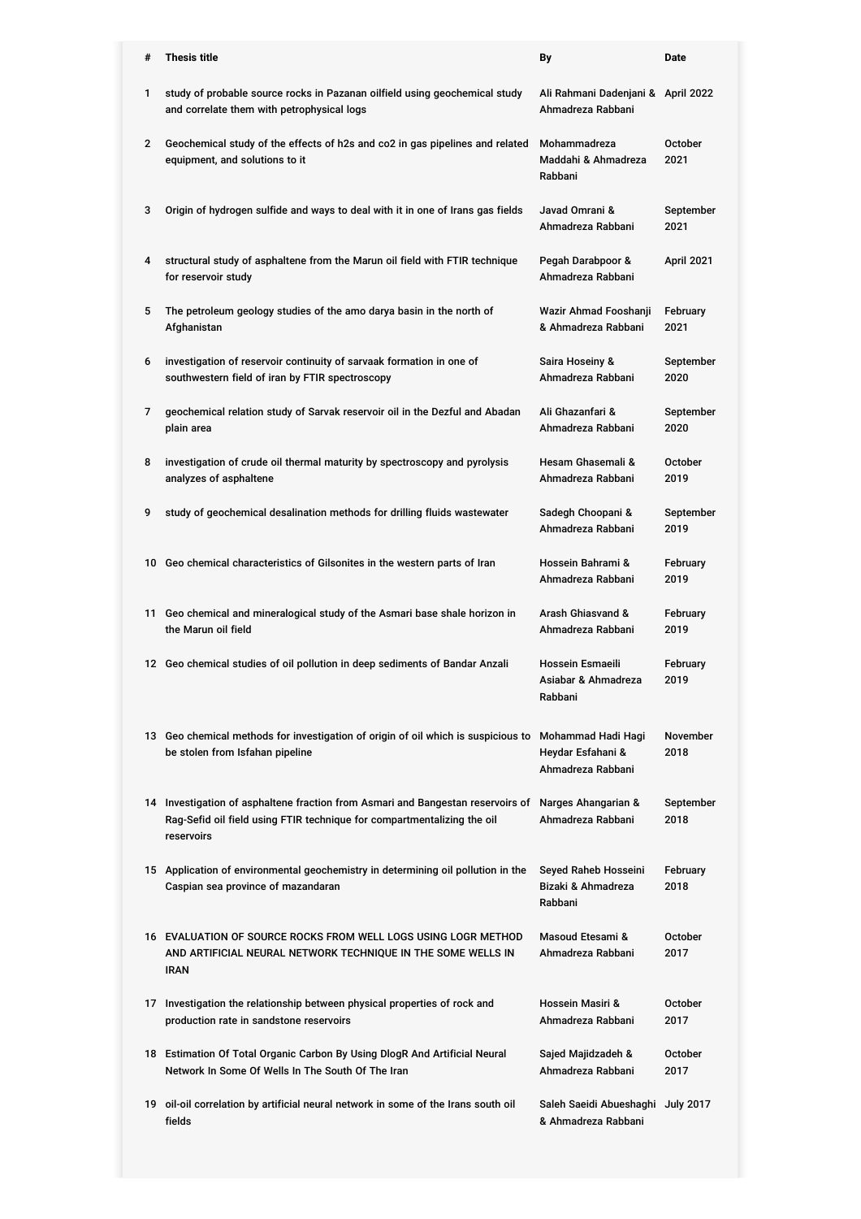| # | Thesis title | By | Date |
|---|---|---|---|
| 1 | study of probable source rocks in Pazanan oilfield using geochemical study and correlate them with petrophysical logs | Ali Rahmani Dadenjani & Ahmadreza Rabbani | April 2022 |
| 2 | Geochemical study of the effects of h2s and co2 in gas pipelines and related equipment, and solutions to it | Mohammadreza Maddahi & Ahmadreza Rabbani | October 2021 |
| 3 | Origin of hydrogen sulfide and ways to deal with it in one of Irans gas fields | Javad Omrani & Ahmadreza Rabbani | September 2021 |
| 4 | structural study of asphaltene from the Marun oil field with FTIR technique for reservoir study | Pegah Darabpoor & Ahmadreza Rabbani | April 2021 |
| 5 | The petroleum geology studies of the amo darya basin in the north of Afghanistan | Wazir Ahmad Fooshanji & Ahmadreza Rabbani | February 2021 |
| 6 | investigation of reservoir continuity of sarvaak formation in one of southwestern field of iran by FTIR spectroscopy | Saira Hoseiny & Ahmadreza Rabbani | September 2020 |
| 7 | geochemical relation study of Sarvak reservoir oil in the Dezful and Abadan plain area | Ali Ghazanfari & Ahmadreza Rabbani | September 2020 |
| 8 | investigation of crude oil thermal maturity by spectroscopy and pyrolysis analyzes of asphaltene | Hesam Ghasemali & Ahmadreza Rabbani | October 2019 |
| 9 | study of geochemical desalination methods for drilling fluids wastewater | Sadegh Choopani & Ahmadreza Rabbani | September 2019 |
| 10 | Geo chemical characteristics of Gilsonites in the western parts of Iran | Hossein Bahrami & Ahmadreza Rabbani | February 2019 |
| 11 | Geo chemical and mineralogical study of the Asmari base shale horizon in the Marun oil field | Arash Ghiasvand & Ahmadreza Rabbani | February 2019 |
| 12 | Geo chemical studies of oil pollution in deep sediments of Bandar Anzali | Hossein Esmaeili Asiabar & Ahmadreza Rabbani | February 2019 |
| 13 | Geo chemical methods for investigation of origin of oil which is suspicious to be stolen from Isfahan pipeline | Mohammad Hadi Hagi Heydar Esfahani & Ahmadreza Rabbani | November 2018 |
| 14 | Investigation of asphaltene fraction from Asmari and Bangestan reservoirs of Rag-Sefid oil field using FTIR technique for compartmentalizing the oil reservoirs | Narges Ahangarian & Ahmadreza Rabbani | September 2018 |
| 15 | Application of environmental geochemistry in determining oil pollution in the Caspian sea province of mazandaran | Seyed Raheb Hosseini Bizaki & Ahmadreza Rabbani | February 2018 |
| 16 | EVALUATION OF SOURCE ROCKS FROM WELL LOGS USING LOGR METHOD AND ARTIFICIAL NEURAL NETWORK TECHNIQUE IN THE SOME WELLS IN IRAN | Masoud Etesami & Ahmadreza Rabbani | October 2017 |
| 17 | Investigation the relationship between physical properties of rock and production rate in sandstone reservoirs | Hossein Masiri & Ahmadreza Rabbani | October 2017 |
| 18 | Estimation Of Total Organic Carbon By Using DlogR And Artificial Neural Network In Some Of Wells In The South Of The Iran | Sajed Majidzadeh & Ahmadreza Rabbani | October 2017 |
| 19 | oil-oil correlation by artificial neural network in some of the Irans south oil fields | Saleh Saeidi Abueshaghi & Ahmadreza Rabbani | July 2017 |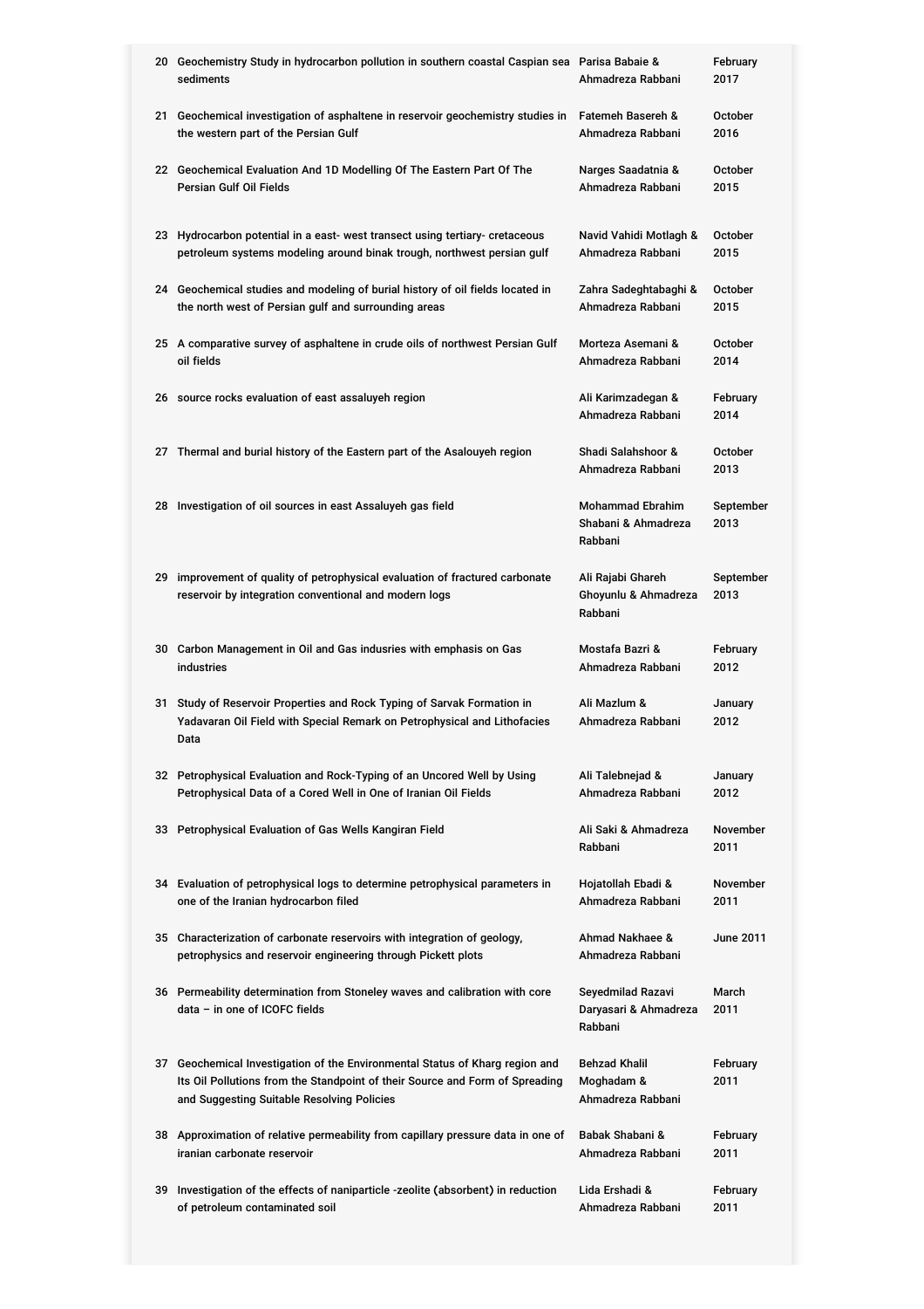| | | | |
|---|---|---|---|
| 20 | Geochemistry Study in hydrocarbon pollution in southern coastal Caspian sea sediments | Parisa Babaie & Ahmadreza Rabbani | February 2017 |
| 21 | Geochemical investigation of asphaltene in reservoir geochemistry studies in the western part of the Persian Gulf | Fatemeh Basereh & Ahmadreza Rabbani | October 2016 |
| 22 | Geochemical Evaluation And 1D Modelling Of The Eastern Part Of The Persian Gulf Oil Fields | Narges Saadatnia & Ahmadreza Rabbani | October 2015 |
| 23 | Hydrocarbon potential in a east- west transect using tertiary- cretaceous petroleum systems modeling around binak trough, northwest persian gulf | Navid Vahidi Motlagh & Ahmadreza Rabbani | October 2015 |
| 24 | Geochemical studies and modeling of burial history of oil fields located in the north west of Persian gulf and surrounding areas | Zahra Sadeghtabaghi & Ahmadreza Rabbani | October 2015 |
| 25 | A comparative survey of asphaltene in crude oils of northwest Persian Gulf oil fields | Morteza Asemani & Ahmadreza Rabbani | October 2014 |
| 26 | source rocks evaluation of east assaluyeh region | Ali Karimzadegan & Ahmadreza Rabbani | February 2014 |
| 27 | Thermal and burial history of the Eastern part of the Asalouyeh region | Shadi Salahshoor & Ahmadreza Rabbani | October 2013 |
| 28 | Investigation of oil sources in east Assaluyeh gas field | Mohammad Ebrahim Shabani & Ahmadreza Rabbani | September 2013 |
| 29 | improvement of quality of petrophysical evaluation of fractured carbonate reservoir by integration conventional and modern logs | Ali Rajabi Ghareh Ghoyunlu & Ahmadreza Rabbani | September 2013 |
| 30 | Carbon Management in Oil and Gas indusries with emphasis on Gas industries | Mostafa Bazri & Ahmadreza Rabbani | February 2012 |
| 31 | Study of Reservoir Properties and Rock Typing of Sarvak Formation in Yadavaran Oil Field with Special Remark on Petrophysical and Lithofacies Data | Ali Mazlum & Ahmadreza Rabbani | January 2012 |
| 32 | Petrophysical Evaluation and Rock-Typing of an Uncored Well by Using Petrophysical Data of a Cored Well in One of Iranian Oil Fields | Ali Talebnejad & Ahmadreza Rabbani | January 2012 |
| 33 | Petrophysical Evaluation of Gas Wells Kangiran Field | Ali Saki & Ahmadreza Rabbani | November 2011 |
| 34 | Evaluation of petrophysical logs to determine petrophysical parameters in one of the Iranian hydrocarbon filed | Hojatollah Ebadi & Ahmadreza Rabbani | November 2011 |
| 35 | Characterization of carbonate reservoirs with integration of geology, petrophysics and reservoir engineering through Pickett plots | Ahmad Nakhaee & Ahmadreza Rabbani | June 2011 |
| 36 | Permeability determination from Stoneley waves and calibration with core data – in one of ICOFC fields | Seyedmilad Razavi Daryasari & Ahmadreza Rabbani | March 2011 |
| 37 | Geochemical Investigation of the Environmental Status of Kharg region and Its Oil Pollutions from the Standpoint of their Source and Form of Spreading and Suggesting Suitable Resolving Policies | Behzad Khalil Moghadam & Ahmadreza Rabbani | February 2011 |
| 38 | Approximation of relative permeability from capillary pressure data in one of iranian carbonate reservoir | Babak Shabani & Ahmadreza Rabbani | February 2011 |
| 39 | Investigation of the effects of naniparticle -zeolite (absorbent) in reduction of petroleum contaminated soil | Lida Ershadi & Ahmadreza Rabbani | February 2011 |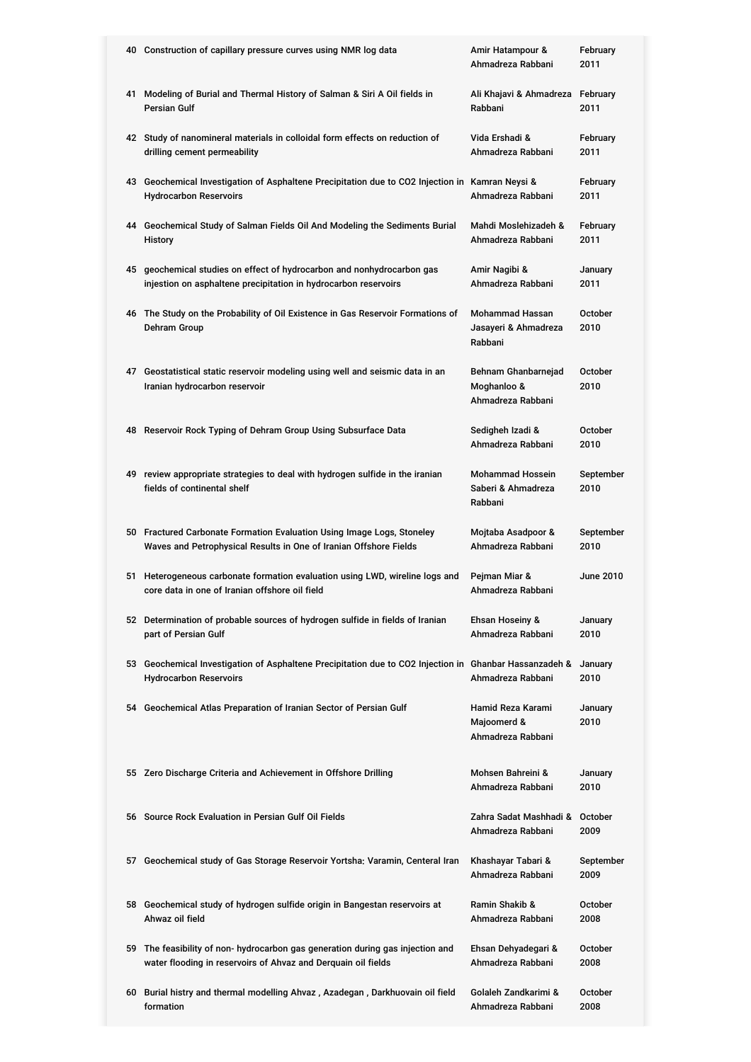| | | | |
|---|---|---|---|
| 40 | Construction of capillary pressure curves using NMR log data | Amir Hatampour & Ahmadreza Rabbani | February 2011 |
| 41 | Modeling of Burial and Thermal History of Salman & Siri A Oil fields in Persian Gulf | Ali Khajavi & Ahmadreza Rabbani | February 2011 |
| 42 | Study of nanomineral materials in colloidal form effects on reduction of drilling cement permeability | Vida Ershadi & Ahmadreza Rabbani | February 2011 |
| 43 | Geochemical Investigation of Asphaltene Precipitation due to CO2 Injection in Hydrocarbon Reservoirs | Kamran Neysi & Ahmadreza Rabbani | February 2011 |
| 44 | Geochemical Study of Salman Fields Oil And Modeling the Sediments Burial History | Mahdi Moslehizadeh & Ahmadreza Rabbani | February 2011 |
| 45 | geochemical studies on effect of hydrocarbon and nonhydrocarbon gas injection on asphaltene precipitation in hydrocarbon reservoirs | Amir Nagibi & Ahmadreza Rabbani | January 2011 |
| 46 | The Study on the Probability of Oil Existence in Gas Reservoir Formations of Dehram Group | Mohammad Hassan Jasayeri & Ahmadreza Rabbani | October 2010 |
| 47 | Geostatistical static reservoir modeling using well and seismic data in an Iranian hydrocarbon reservoir | Behnam Ghanbarnejad Moghanloo & Ahmadreza Rabbani | October 2010 |
| 48 | Reservoir Rock Typing of Dehram Group Using Subsurface Data | Sedigheh Izadi & Ahmadreza Rabbani | October 2010 |
| 49 | review appropriate strategies to deal with hydrogen sulfide in the iranian fields of continental shelf | Mohammad Hossein Saberi & Ahmadreza Rabbani | September 2010 |
| 50 | Fractured Carbonate Formation Evaluation Using Image Logs, Stoneley Waves and Petrophysical Results in One of Iranian Offshore Fields | Mojtaba Asadpoor & Ahmadreza Rabbani | September 2010 |
| 51 | Heterogeneous carbonate formation evaluation using LWD, wireline logs and core data in one of Iranian offshore oil field | Pejman Miar & Ahmadreza Rabbani | June 2010 |
| 52 | Determination of probable sources of hydrogen sulfide in fields of Iranian part of Persian Gulf | Ehsan Hoseiny & Ahmadreza Rabbani | January 2010 |
| 53 | Geochemical Investigation of Asphaltene Precipitation due to CO2 Injection in Hydrocarbon Reservoirs | Ghanbar Hassanzadeh & Ahmadreza Rabbani | January 2010 |
| 54 | Geochemical Atlas Preparation of Iranian Sector of Persian Gulf | Hamid Reza Karami Majoomerd & Ahmadreza Rabbani | January 2010 |
| 55 | Zero Discharge Criteria and Achievement in Offshore Drilling | Mohsen Bahreini & Ahmadreza Rabbani | January 2010 |
| 56 | Source Rock Evaluation in Persian Gulf Oil Fields | Zahra Sadat Mashhadi & Ahmadreza Rabbani | October 2009 |
| 57 | Geochemical study of Gas Storage Reservoir Yortsha: Varamin, Centeral Iran | Khashayar Tabari & Ahmadreza Rabbani | September 2009 |
| 58 | Geochemical study of hydrogen sulfide origin in Bangestan reservoirs at Ahwaz oil field | Ramin Shakib & Ahmadreza Rabbani | October 2008 |
| 59 | The feasibility of non- hydrocarbon gas generation during gas injection and water flooding in reservoirs of Ahvaz and Derquain oil fields | Ehsan Dehyadegari & Ahmadreza Rabbani | October 2008 |
| 60 | Burial histry and thermal modelling Ahvaz , Azadegan , Darkhuovain oil field formation | Golaleh Zandkarimi & Ahmadreza Rabbani | October 2008 |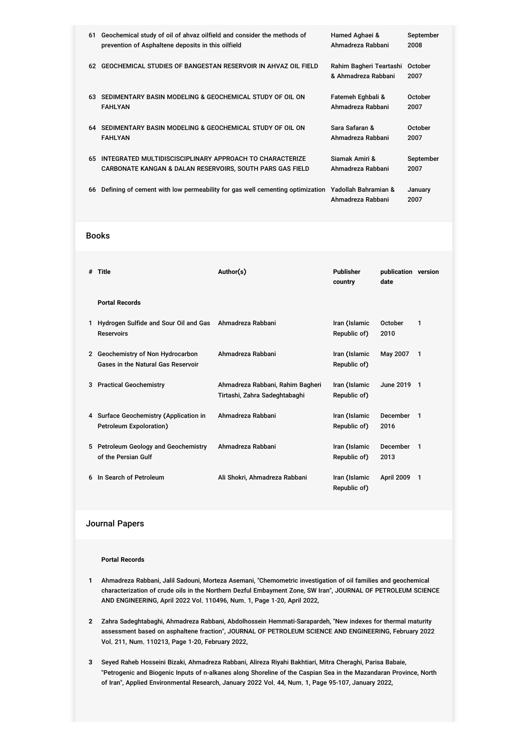| # | Title | Author(s) | Date |
|---|---|---|---|
| 61 | Geochemical study of oil of ahvaz oilfield and consider the methods of prevention of Asphaltene deposits in this oilfield | Hamed Aghaei & Ahmadreza Rabbani | September 2008 |
| 62 | GEOCHEMICAL STUDIES OF BANGESTAN RESERVOIR IN AHVAZ OIL FIELD | Rahim Bagheri Teartashi & Ahmadreza Rabbani | October 2007 |
| 63 | SEDIMENTARY BASIN MODELING & GEOCHEMICAL STUDY OF OIL ON FAHLYAN | Fatemeh Eghbali & Ahmadreza Rabbani | October 2007 |
| 64 | SEDIMENTARY BASIN MODELING & GEOCHEMICAL STUDY OF OIL ON FAHLYAN | Sara Safaran & Ahmadreza Rabbani | October 2007 |
| 65 | INTEGRATED MULTIDISCISCIPLINARY APPROACH TO CHARACTERIZE CARBONATE KANGAN & DALAN RESERVOIRS, SOUTH PARS GAS FIELD | Siamak Amiri & Ahmadreza Rabbani | September 2007 |
| 66 | Defining of cement with low permeability for gas well cementing optimization | Yadollah Bahramian & Ahmadreza Rabbani | January 2007 |

## Books

| # | Title | Author(s) | Publisher country | publication date | version |
|---|---|---|---|---|---|
| | **Portal Records** | | | | |
| 1 | Hydrogen Sulfide and Sour Oil and Gas Reservoirs | Ahmadreza Rabbani | Iran (Islamic Republic of) | October 2010 | 1 |
| 2 | Geochemistry of Non Hydrocarbon Gases in the Natural Gas Reservoir | Ahmadreza Rabbani | Iran (Islamic Republic of) | May 2007 | 1 |
| 3 | Practical Geochemistry | Ahmadreza Rabbani, Rahim Bagheri Tirtashi, Zahra Sadeghtabaghi | Iran (Islamic Republic of) | June 2019 | 1 |
| 4 | Surface Geochemistry (Application in Petroleum Expoloration) | Ahmadreza Rabbani | Iran (Islamic Republic of) | December 2016 | 1 |
| 5 | Petroleum Geology and Geochemistry of the Persian Gulf | Ahmadreza Rabbani | Iran (Islamic Republic of) | December 2013 | 1 |
| 6 | In Search of Petroleum | Ali Shokri, Ahmadreza Rabbani | Iran (Islamic Republic of) | April 2009 | 1 |

## Journal Papers

**Portal Records**

1. Ahmadreza Rabbani, Jalil Sadouni, Morteza Asemani, "Chemometric investigation of oil families and geochemical characterization of crude oils in the Northern Dezful Embayment Zone, SW Iran", JOURNAL OF PETROLEUM SCIENCE AND ENGINEERING, April 2022 Vol. 110496, Num. 1, Page 1-20, April 2022,
2. Zahra Sadeghtabaghi, Ahmadreza Rabbani, Abdolhossein Hemmati-Sarapardeh, "New indexes for thermal maturity assessment based on asphaltene fraction", JOURNAL OF PETROLEUM SCIENCE AND ENGINEERING, February 2022 Vol. 211, Num. 110213, Page 1-20, February 2022,
3. Seyed Raheb Hosseini Bizaki, Ahmadreza Rabbani, Alireza Riyahi Bakhtiari, Mitra Cheraghi, Parisa Babaie, "Petrogenic and Biogenic Inputs of n-alkanes along Shoreline of the Caspian Sea in the Mazandaran Province, North of Iran", Applied Environmental Research, January 2022 Vol. 44, Num. 1, Page 95-107, January 2022,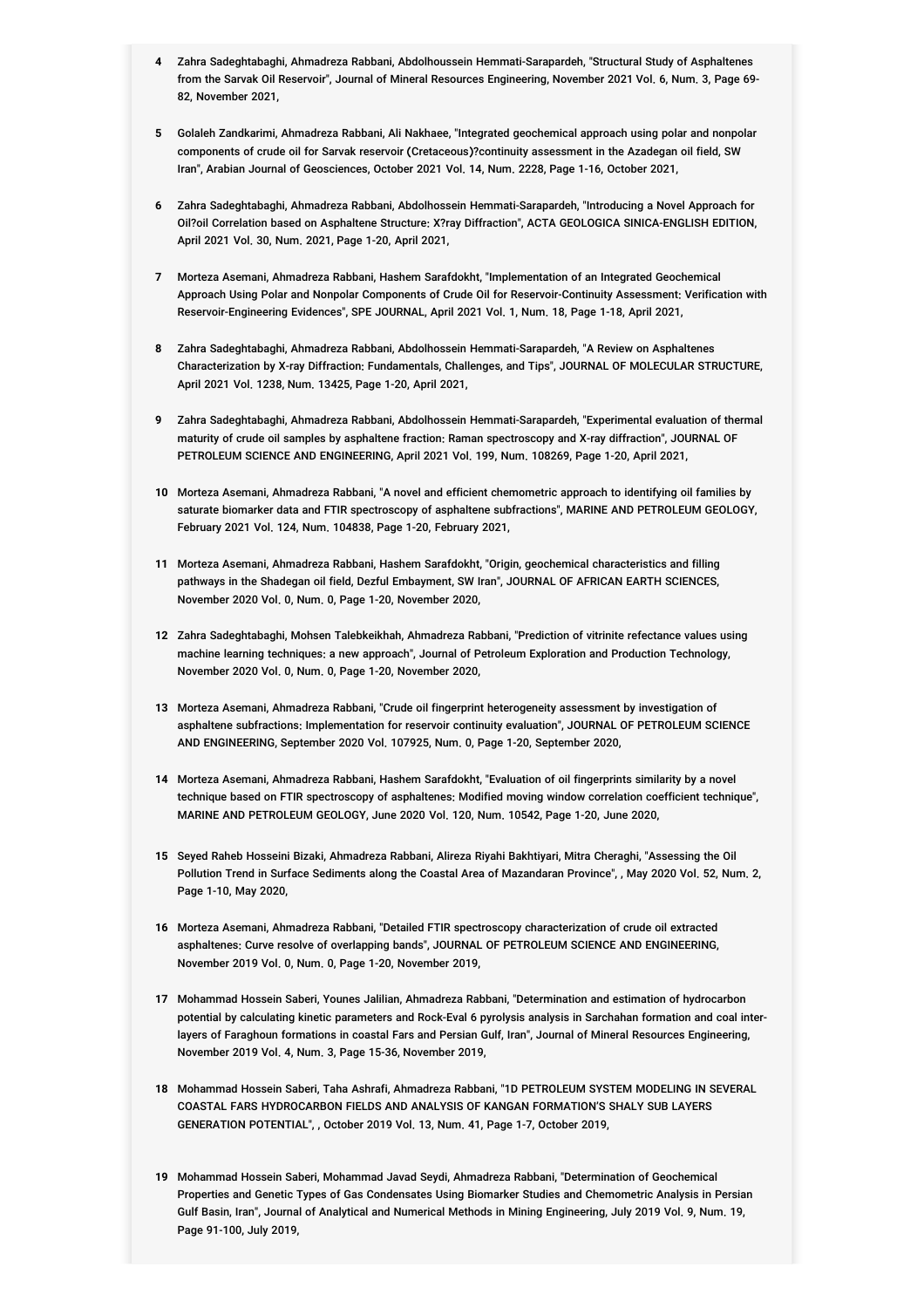4. Zahra Sadeghtabaghi, Ahmadreza Rabbani, Abdolhoussein Hemmati-Sarapardeh, "Structural Study of Asphaltenes from the Sarvak Oil Reservoir", Journal of Mineral Resources Engineering, November 2021 Vol. 6, Num. 3, Page 69-82, November 2021,

5. Golaleh Zandkarimi, Ahmadreza Rabbani, Ali Nakhaee, "Integrated geochemical approach using polar and nonpolar components of crude oil for Sarvak reservoir (Cretaceous)?continuity assessment in the Azadegan oil field, SW Iran", Arabian Journal of Geosciences, October 2021 Vol. 14, Num. 2228, Page 1-16, October 2021,

6. Zahra Sadeghtabaghi, Ahmadreza Rabbani, Abdolhossein Hemmati-Sarapardeh, "Introducing a Novel Approach for Oil?oil Correlation based on Asphaltene Structure: X?ray Diffraction", ACTA GEOLOGICA SINICA-ENGLISH EDITION, April 2021 Vol. 30, Num. 2021, Page 1-20, April 2021,

7. Morteza Asemani, Ahmadreza Rabbani, Hashem Sarafdokht, "Implementation of an Integrated Geochemical Approach Using Polar and Nonpolar Components of Crude Oil for Reservoir-Continuity Assessment: Verification with Reservoir-Engineering Evidences", SPE JOURNAL, April 2021 Vol. 1, Num. 18, Page 1-18, April 2021,

8. Zahra Sadeghtabaghi, Ahmadreza Rabbani, Abdolhossein Hemmati-Sarapardeh, "A Review on Asphaltenes Characterization by X-ray Diffraction: Fundamentals, Challenges, and Tips", JOURNAL OF MOLECULAR STRUCTURE, April 2021 Vol. 1238, Num. 13425, Page 1-20, April 2021,

9. Zahra Sadeghtabaghi, Ahmadreza Rabbani, Abdolhossein Hemmati-Sarapardeh, "Experimental evaluation of thermal maturity of crude oil samples by asphaltene fraction: Raman spectroscopy and X-ray diffraction", JOURNAL OF PETROLEUM SCIENCE AND ENGINEERING, April 2021 Vol. 199, Num. 108269, Page 1-20, April 2021,

10. Morteza Asemani, Ahmadreza Rabbani, "A novel and efficient chemometric approach to identifying oil families by saturate biomarker data and FTIR spectroscopy of asphaltene subfractions", MARINE AND PETROLEUM GEOLOGY, February 2021 Vol. 124, Num. 104838, Page 1-20, February 2021,

11. Morteza Asemani, Ahmadreza Rabbani, Hashem Sarafdokht, "Origin, geochemical characteristics and filling pathways in the Shadegan oil field, Dezful Embayment, SW Iran", JOURNAL OF AFRICAN EARTH SCIENCES, November 2020 Vol. 0, Num. 0, Page 1-20, November 2020,

12. Zahra Sadeghtabaghi, Mohsen Talebkeikhah, Ahmadreza Rabbani, "Prediction of vitrinite refectance values using machine learning techniques: a new approach", Journal of Petroleum Exploration and Production Technology, November 2020 Vol. 0, Num. 0, Page 1-20, November 2020,

13. Morteza Asemani, Ahmadreza Rabbani, "Crude oil fingerprint heterogeneity assessment by investigation of asphaltene subfractions: Implementation for reservoir continuity evaluation", JOURNAL OF PETROLEUM SCIENCE AND ENGINEERING, September 2020 Vol. 107925, Num. 0, Page 1-20, September 2020,

14. Morteza Asemani, Ahmadreza Rabbani, Hashem Sarafdokht, "Evaluation of oil fingerprints similarity by a novel technique based on FTIR spectroscopy of asphaltenes: Modified moving window correlation coefficient technique", MARINE AND PETROLEUM GEOLOGY, June 2020 Vol. 120, Num. 10542, Page 1-20, June 2020,

15. Seyed Raheb Hosseini Bizaki, Ahmadreza Rabbani, Alireza Riyahi Bakhtiyari, Mitra Cheraghi, "Assessing the Oil Pollution Trend in Surface Sediments along the Coastal Area of Mazandaran Province", , May 2020 Vol. 52, Num. 2, Page 1-10, May 2020,

16. Morteza Asemani, Ahmadreza Rabbani, "Detailed FTIR spectroscopy characterization of crude oil extracted asphaltenes: Curve resolve of overlapping bands", JOURNAL OF PETROLEUM SCIENCE AND ENGINEERING, November 2019 Vol. 0, Num. 0, Page 1-20, November 2019,

17. Mohammad Hossein Saberi, Younes Jalilian, Ahmadreza Rabbani, "Determination and estimation of hydrocarbon potential by calculating kinetic parameters and Rock-Eval 6 pyrolysis analysis in Sarchahan formation and coal inter-layers of Faraghoun formations in coastal Fars and Persian Gulf, Iran", Journal of Mineral Resources Engineering, November 2019 Vol. 4, Num. 3, Page 15-36, November 2019,

18. Mohammad Hossein Saberi, Taha Ashrafi, Ahmadreza Rabbani, "1D PETROLEUM SYSTEM MODELING IN SEVERAL COASTAL FARS HYDROCARBON FIELDS AND ANALYSIS OF KANGAN FORMATION'S SHALY SUB LAYERS GENERATION POTENTIAL", , October 2019 Vol. 13, Num. 41, Page 1-7, October 2019,

19. Mohammad Hossein Saberi, Mohammad Javad Seydi, Ahmadreza Rabbani, "Determination of Geochemical Properties and Genetic Types of Gas Condensates Using Biomarker Studies and Chemometric Analysis in Persian Gulf Basin, Iran", Journal of Analytical and Numerical Methods in Mining Engineering, July 2019 Vol. 9, Num. 19, Page 91-100, July 2019,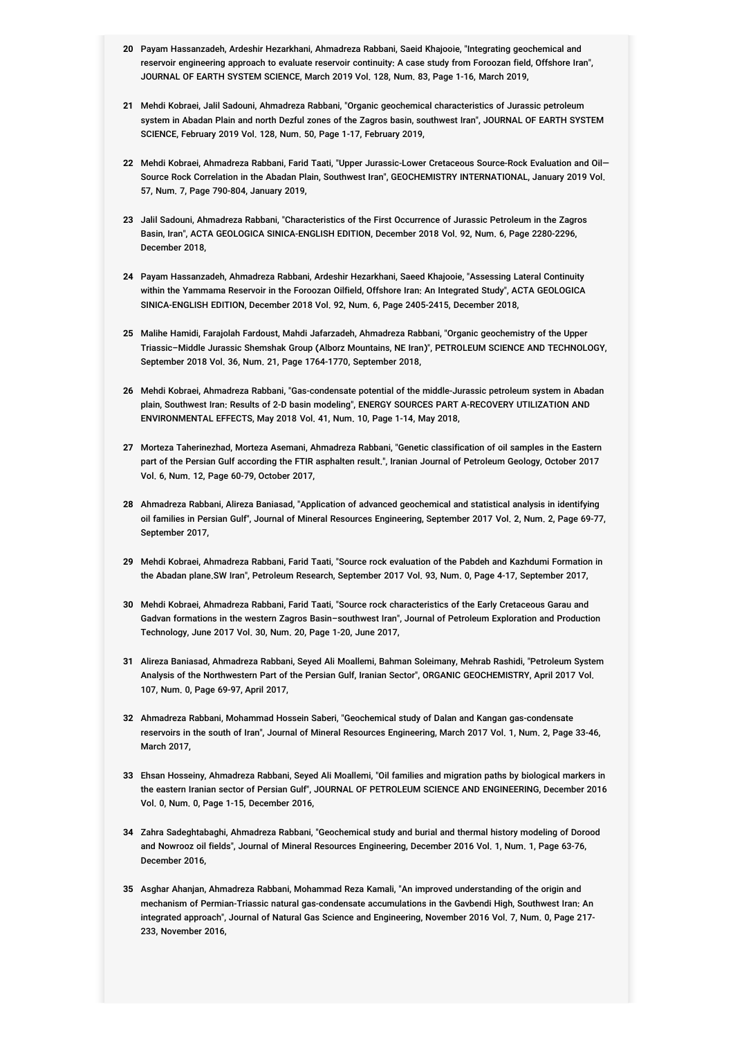20 Payam Hassanzadeh, Ardeshir Hezarkhani, Ahmadreza Rabbani, Saeid Khajooie, "Integrating geochemical and reservoir engineering approach to evaluate reservoir continuity: A case study from Foroozan field, Offshore Iran", JOURNAL OF EARTH SYSTEM SCIENCE, March 2019 Vol. 128, Num. 83, Page 1-16, March 2019,

21 Mehdi Kobraei, Jalil Sadouni, Ahmadreza Rabbani, "Organic geochemical characteristics of Jurassic petroleum system in Abadan Plain and north Dezful zones of the Zagros basin, southwest Iran", JOURNAL OF EARTH SYSTEM SCIENCE, February 2019 Vol. 128, Num. 50, Page 1-17, February 2019,

22 Mehdi Kobraei, Ahmadreza Rabbani, Farid Taati, "Upper Jurassic-Lower Cretaceous Source-Rock Evaluation and Oil—Source Rock Correlation in the Abadan Plain, Southwest Iran", GEOCHEMISTRY INTERNATIONAL, January 2019 Vol. 57, Num. 7, Page 790-804, January 2019,

23 Jalil Sadouni, Ahmadreza Rabbani, "Characteristics of the First Occurrence of Jurassic Petroleum in the Zagros Basin, Iran", ACTA GEOLOGICA SINICA-ENGLISH EDITION, December 2018 Vol. 92, Num. 6, Page 2280-2296, December 2018,

24 Payam Hassanzadeh, Ahmadreza Rabbani, Ardeshir Hezarkhani, Saeed Khajooie, "Assessing Lateral Continuity within the Yammama Reservoir in the Foroozan Oilfield, Offshore Iran: An Integrated Study", ACTA GEOLOGICA SINICA-ENGLISH EDITION, December 2018 Vol. 92, Num. 6, Page 2405-2415, December 2018,

25 Malihe Hamidi, Farajolah Fardoust, Mahdi Jafarzadeh, Ahmadreza Rabbani, "Organic geochemistry of the Upper Triassic–Middle Jurassic Shemshak Group (Alborz Mountains, NE Iran)", PETROLEUM SCIENCE AND TECHNOLOGY, September 2018 Vol. 36, Num. 21, Page 1764-1770, September 2018,

26 Mehdi Kobraei, Ahmadreza Rabbani, "Gas-condensate potential of the middle-Jurassic petroleum system in Abadan plain, Southwest Iran: Results of 2-D basin modeling", ENERGY SOURCES PART A-RECOVERY UTILIZATION AND ENVIRONMENTAL EFFECTS, May 2018 Vol. 41, Num. 10, Page 1-14, May 2018,

27 Morteza Taherinezhad, Morteza Asemani, Ahmadreza Rabbani, "Genetic classification of oil samples in the Eastern part of the Persian Gulf according the FTIR asphalten result.", Iranian Journal of Petroleum Geology, October 2017 Vol. 6, Num. 12, Page 60-79, October 2017,

28 Ahmadreza Rabbani, Alireza Baniasad, "Application of advanced geochemical and statistical analysis in identifying oil families in Persian Gulf", Journal of Mineral Resources Engineering, September 2017 Vol. 2, Num. 2, Page 69-77, September 2017,

29 Mehdi Kobraei, Ahmadreza Rabbani, Farid Taati, "Source rock evaluation of the Pabdeh and Kazhdumi Formation in the Abadan plane,SW Iran", Petroleum Research, September 2017 Vol. 93, Num. 0, Page 4-17, September 2017,

30 Mehdi Kobraei, Ahmadreza Rabbani, Farid Taati, "Source rock characteristics of the Early Cretaceous Garau and Gadvan formations in the western Zagros Basin–southwest Iran", Journal of Petroleum Exploration and Production Technology, June 2017 Vol. 30, Num. 20, Page 1-20, June 2017,

31 Alireza Baniasad, Ahmadreza Rabbani, Seyed Ali Moallemi, Bahman Soleimany, Mehrab Rashidi, "Petroleum System Analysis of the Northwestern Part of the Persian Gulf, Iranian Sector", ORGANIC GEOCHEMISTRY, April 2017 Vol. 107, Num. 0, Page 69-97, April 2017,

32 Ahmadreza Rabbani, Mohammad Hossein Saberi, "Geochemical study of Dalan and Kangan gas-condensate reservoirs in the south of Iran", Journal of Mineral Resources Engineering, March 2017 Vol. 1, Num. 2, Page 33-46, March 2017,

33 Ehsan Hosseiny, Ahmadreza Rabbani, Seyed Ali Moallemi, "Oil families and migration paths by biological markers in the eastern Iranian sector of Persian Gulf", JOURNAL OF PETROLEUM SCIENCE AND ENGINEERING, December 2016 Vol. 0, Num. 0, Page 1-15, December 2016,

34 Zahra Sadeghtabaghi, Ahmadreza Rabbani, "Geochemical study and burial and thermal history modeling of Dorood and Nowrooz oil fields", Journal of Mineral Resources Engineering, December 2016 Vol. 1, Num. 1, Page 63-76, December 2016,

35 Asghar Ahanjan, Ahmadreza Rabbani, Mohammad Reza Kamali, "An improved understanding of the origin and mechanism of Permian-Triassic natural gas-condensate accumulations in the Gavbendi High, Southwest Iran: An integrated approach", Journal of Natural Gas Science and Engineering, November 2016 Vol. 7, Num. 0, Page 217-233, November 2016,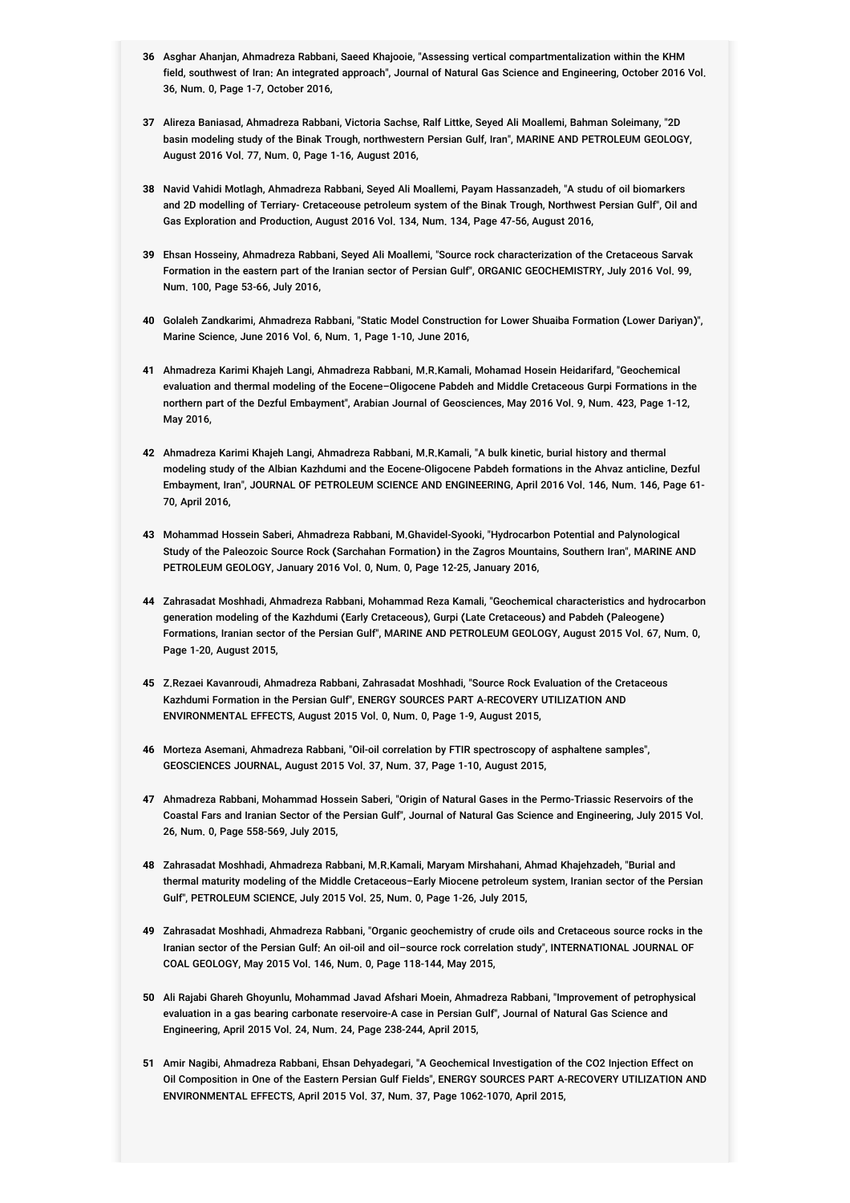36 Asghar Ahanjan, Ahmadreza Rabbani, Saeed Khajooie, "Assessing vertical compartmentalization within the KHM field, southwest of Iran: An integrated approach", Journal of Natural Gas Science and Engineering, October 2016 Vol. 36, Num. 0, Page 1-7, October 2016,

37 Alireza Baniasad, Ahmadreza Rabbani, Victoria Sachse, Ralf Littke, Seyed Ali Moallemi, Bahman Soleimany, "2D basin modeling study of the Binak Trough, northwestern Persian Gulf, Iran", MARINE AND PETROLEUM GEOLOGY, August 2016 Vol. 77, Num. 0, Page 1-16, August 2016,

38 Navid Vahidi Motlagh, Ahmadreza Rabbani, Seyed Ali Moallemi, Payam Hassanzadeh, "A studu of oil biomarkers and 2D modelling of Terriary- Cretaceouse petroleum system of the Binak Trough, Northwest Persian Gulf", Oil and Gas Exploration and Production, August 2016 Vol. 134, Num. 134, Page 47-56, August 2016,

39 Ehsan Hosseiny, Ahmadreza Rabbani, Seyed Ali Moallemi, "Source rock characterization of the Cretaceous Sarvak Formation in the eastern part of the Iranian sector of Persian Gulf", ORGANIC GEOCHEMISTRY, July 2016 Vol. 99, Num. 100, Page 53-66, July 2016,

40 Golaleh Zandkarimi, Ahmadreza Rabbani, "Static Model Construction for Lower Shuaiba Formation (Lower Dariyan)", Marine Science, June 2016 Vol. 6, Num. 1, Page 1-10, June 2016,

41 Ahmadreza Karimi Khajeh Langi, Ahmadreza Rabbani, M.R.Kamali, Mohamad Hosein Heidarifard, "Geochemical evaluation and thermal modeling of the Eocene–Oligocene Pabdeh and Middle Cretaceous Gurpi Formations in the northern part of the Dezful Embayment", Arabian Journal of Geosciences, May 2016 Vol. 9, Num. 423, Page 1-12, May 2016,

42 Ahmadreza Karimi Khajeh Langi, Ahmadreza Rabbani, M.R.Kamali, "A bulk kinetic, burial history and thermal modeling study of the Albian Kazhdumi and the Eocene-Oligocene Pabdeh formations in the Ahvaz anticline, Dezful Embayment, Iran", JOURNAL OF PETROLEUM SCIENCE AND ENGINEERING, April 2016 Vol. 146, Num. 146, Page 61-70, April 2016,

43 Mohammad Hossein Saberi, Ahmadreza Rabbani, M.Ghavidel-Syooki, "Hydrocarbon Potential and Palynological Study of the Paleozoic Source Rock (Sarchahan Formation) in the Zagros Mountains, Southern Iran", MARINE AND PETROLEUM GEOLOGY, January 2016 Vol. 0, Num. 0, Page 12-25, January 2016,

44 Zahrasadat Moshhadi, Ahmadreza Rabbani, Mohammad Reza Kamali, "Geochemical characteristics and hydrocarbon generation modeling of the Kazhdumi (Early Cretaceous), Gurpi (Late Cretaceous) and Pabdeh (Paleogene) Formations, Iranian sector of the Persian Gulf", MARINE AND PETROLEUM GEOLOGY, August 2015 Vol. 67, Num. 0, Page 1-20, August 2015,

45 Z.Rezaei Kavanroudi, Ahmadreza Rabbani, Zahrasadat Moshhadi, "Source Rock Evaluation of the Cretaceous Kazhdumi Formation in the Persian Gulf", ENERGY SOURCES PART A-RECOVERY UTILIZATION AND ENVIRONMENTAL EFFECTS, August 2015 Vol. 0, Num. 0, Page 1-9, August 2015,

46 Morteza Asemani, Ahmadreza Rabbani, "Oil-oil correlation by FTIR spectroscopy of asphaltene samples", GEOSCIENCES JOURNAL, August 2015 Vol. 37, Num. 37, Page 1-10, August 2015,

47 Ahmadreza Rabbani, Mohammad Hossein Saberi, "Origin of Natural Gases in the Permo-Triassic Reservoirs of the Coastal Fars and Iranian Sector of the Persian Gulf", Journal of Natural Gas Science and Engineering, July 2015 Vol. 26, Num. 0, Page 558-569, July 2015,

48 Zahrasadat Moshhadi, Ahmadreza Rabbani, M.R.Kamali, Maryam Mirshahani, Ahmad Khajehzadeh, "Burial and thermal maturity modeling of the Middle Cretaceous–Early Miocene petroleum system, Iranian sector of the Persian Gulf", PETROLEUM SCIENCE, July 2015 Vol. 25, Num. 0, Page 1-26, July 2015,

49 Zahrasadat Moshhadi, Ahmadreza Rabbani, "Organic geochemistry of crude oils and Cretaceous source rocks in the Iranian sector of the Persian Gulf: An oil-oil and oil–source rock correlation study", INTERNATIONAL JOURNAL OF COAL GEOLOGY, May 2015 Vol. 146, Num. 0, Page 118-144, May 2015,

50 Ali Rajabi Ghareh Ghoyunlu, Mohammad Javad Afshari Moein, Ahmadreza Rabbani, "Improvement of petrophysical evaluation in a gas bearing carbonate reservoire-A case in Persian Gulf", Journal of Natural Gas Science and Engineering, April 2015 Vol. 24, Num. 24, Page 238-244, April 2015,

51 Amir Nagibi, Ahmadreza Rabbani, Ehsan Dehyadegari, "A Geochemical Investigation of the CO2 Injection Effect on Oil Composition in One of the Eastern Persian Gulf Fields", ENERGY SOURCES PART A-RECOVERY UTILIZATION AND ENVIRONMENTAL EFFECTS, April 2015 Vol. 37, Num. 37, Page 1062-1070, April 2015,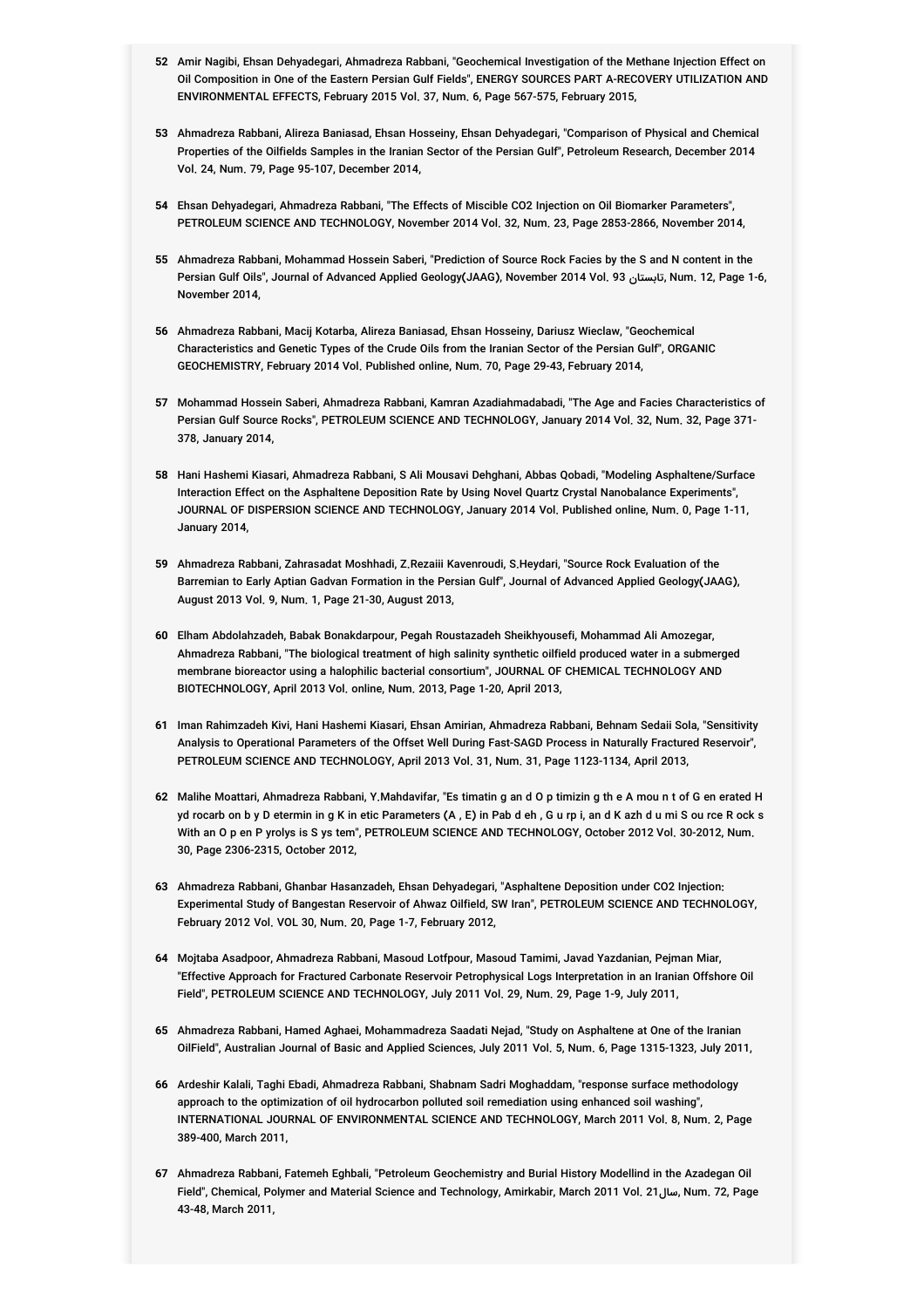52 Amir Nagibi, Ehsan Dehyadegari, Ahmadreza Rabbani, "Geochemical Investigation of the Methane Injection Effect on Oil Composition in One of the Eastern Persian Gulf Fields", ENERGY SOURCES PART A-RECOVERY UTILIZATION AND ENVIRONMENTAL EFFECTS, February 2015 Vol. 37, Num. 6, Page 567-575, February 2015,

53 Ahmadreza Rabbani, Alireza Baniasad, Ehsan Hosseiny, Ehsan Dehyadegari, "Comparison of Physical and Chemical Properties of the Oilfields Samples in the Iranian Sector of the Persian Gulf", Petroleum Research, December 2014 Vol. 24, Num. 79, Page 95-107, December 2014,

54 Ehsan Dehyadegari, Ahmadreza Rabbani, "The Effects of Miscible CO2 Injection on Oil Biomarker Parameters", PETROLEUM SCIENCE AND TECHNOLOGY, November 2014 Vol. 32, Num. 23, Page 2853-2866, November 2014,

55 Ahmadreza Rabbani, Mohammad Hossein Saberi, "Prediction of Source Rock Facies by the S and N content in the Persian Gulf Oils", Journal of Advanced Applied Geology(JAAG), November 2014 Vol. 93 تابستان, Num. 12, Page 1-6, November 2014,

56 Ahmadreza Rabbani, Macij Kotarba, Alireza Baniasad, Ehsan Hosseiny, Dariusz Wieclaw, "Geochemical Characteristics and Genetic Types of the Crude Oils from the Iranian Sector of the Persian Gulf", ORGANIC GEOCHEMISTRY, February 2014 Vol. Published online, Num. 70, Page 29-43, February 2014,

57 Mohammad Hossein Saberi, Ahmadreza Rabbani, Kamran Azadiahmadabadi, "The Age and Facies Characteristics of Persian Gulf Source Rocks", PETROLEUM SCIENCE AND TECHNOLOGY, January 2014 Vol. 32, Num. 32, Page 371-378, January 2014,

58 Hani Hashemi Kiasari, Ahmadreza Rabbani, S Ali Mousavi Dehghani, Abbas Qobadi, "Modeling Asphaltene/Surface Interaction Effect on the Asphaltene Deposition Rate by Using Novel Quartz Crystal Nanobalance Experiments", JOURNAL OF DISPERSION SCIENCE AND TECHNOLOGY, January 2014 Vol. Published online, Num. 0, Page 1-11, January 2014,

59 Ahmadreza Rabbani, Zahrasadat Moshhadi, Z.Rezaiii Kavenroudi, S.Heydari, "Source Rock Evaluation of the Barremian to Early Aptian Gadvan Formation in the Persian Gulf", Journal of Advanced Applied Geology(JAAG), August 2013 Vol. 9, Num. 1, Page 21-30, August 2013,

60 Elham Abdolahzadeh, Babak Bonakdarpour, Pegah Roustazadeh Sheikhyousefi, Mohammad Ali Amozegar, Ahmadreza Rabbani, "The biological treatment of high salinity synthetic oilfield produced water in a submerged membrane bioreactor using a halophilic bacterial consortium", JOURNAL OF CHEMICAL TECHNOLOGY AND BIOTECHNOLOGY, April 2013 Vol. online, Num. 2013, Page 1-20, April 2013,

61 Iman Rahimzadeh Kivi, Hani Hashemi Kiasari, Ehsan Amirian, Ahmadreza Rabbani, Behnam Sedaii Sola, "Sensitivity Analysis to Operational Parameters of the Offset Well During Fast-SAGD Process in Naturally Fractured Reservoir", PETROLEUM SCIENCE AND TECHNOLOGY, April 2013 Vol. 31, Num. 31, Page 1123-1134, April 2013,

62 Malihe Moattari, Ahmadreza Rabbani, Y.Mahdavifar, "Es timatin g an d O p timizin g th e A mou n t of G en erated H yd rocarb on b y D etermin in g K in etic Parameters (A , E) in Pab d eh , G u rp i, an d K azh d u mi S ou rce R ock s With an O p en P yrolys is S ys tem", PETROLEUM SCIENCE AND TECHNOLOGY, October 2012 Vol. 30-2012, Num. 30, Page 2306-2315, October 2012,

63 Ahmadreza Rabbani, Ghanbar Hasanzadeh, Ehsan Dehyadegari, "Asphaltene Deposition under CO2 Injection: Experimental Study of Bangestan Reservoir of Ahwaz Oilfield, SW Iran", PETROLEUM SCIENCE AND TECHNOLOGY, February 2012 Vol. VOL 30, Num. 20, Page 1-7, February 2012,

64 Mojtaba Asadpoor, Ahmadreza Rabbani, Masoud Lotfpour, Masoud Tamimi, Javad Yazdanian, Pejman Miar, "Effective Approach for Fractured Carbonate Reservoir Petrophysical Logs Interpretation in an Iranian Offshore Oil Field", PETROLEUM SCIENCE AND TECHNOLOGY, July 2011 Vol. 29, Num. 29, Page 1-9, July 2011,

65 Ahmadreza Rabbani, Hamed Aghaei, Mohammadreza Saadati Nejad, "Study on Asphaltene at One of the Iranian OilField", Australian Journal of Basic and Applied Sciences, July 2011 Vol. 5, Num. 6, Page 1315-1323, July 2011,

66 Ardeshir Kalali, Taghi Ebadi, Ahmadreza Rabbani, Shabnam Sadri Moghaddam, "response surface methodology approach to the optimization of oil hydrocarbon polluted soil remediation using enhanced soil washing", INTERNATIONAL JOURNAL OF ENVIRONMENTAL SCIENCE AND TECHNOLOGY, March 2011 Vol. 8, Num. 2, Page 389-400, March 2011,

67 Ahmadreza Rabbani, Fatemeh Eghbali, "Petroleum Geochemistry and Burial History Modellind in the Azadegan Oil Field", Chemical, Polymer and Material Science and Technology, Amirkabir, March 2011 Vol. 21سال, Num. 72, Page 43-48, March 2011,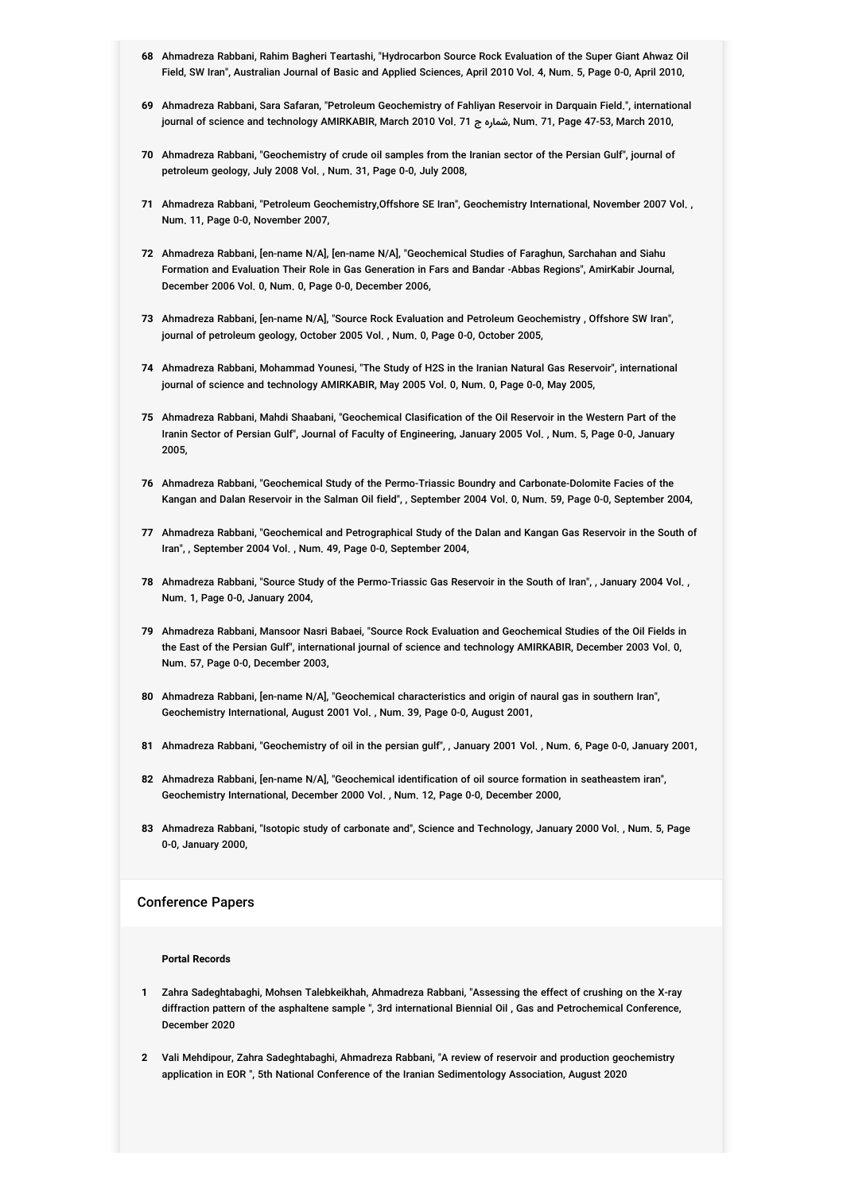68 Ahmadreza Rabbani, Rahim Bagheri Teartashi, "Hydrocarbon Source Rock Evaluation of the Super Giant Ahwaz Oil Field, SW Iran", Australian Journal of Basic and Applied Sciences, April 2010 Vol. 4, Num. 5, Page 0-0, April 2010,

69 Ahmadreza Rabbani, Sara Safaran, "Petroleum Geochemistry of Fahliyan Reservoir in Darquain Field.", international journal of science and technology AMIRKABIR, March 2010 Vol. 71 شماره ج, Num. 71, Page 47-53, March 2010,

70 Ahmadreza Rabbani, "Geochemistry of crude oil samples from the Iranian sector of the Persian Gulf", journal of petroleum geology, July 2008 Vol. , Num. 31, Page 0-0, July 2008,

71 Ahmadreza Rabbani, "Petroleum Geochemistry,Offshore SE Iran", Geochemistry International, November 2007 Vol. , Num. 11, Page 0-0, November 2007,

72 Ahmadreza Rabbani, [en-name N/A], [en-name N/A], "Geochemical Studies of Faraghun, Sarchahan and Siahu Formation and Evaluation Their Role in Gas Generation in Fars and Bandar -Abbas Regions", AmirKabir Journal, December 2006 Vol. 0, Num. 0, Page 0-0, December 2006,

73 Ahmadreza Rabbani, [en-name N/A], "Source Rock Evaluation and Petroleum Geochemistry , Offshore SW Iran", journal of petroleum geology, October 2005 Vol. , Num. 0, Page 0-0, October 2005,

74 Ahmadreza Rabbani, Mohammad Younesi, "The Study of H2S in the Iranian Natural Gas Reservoir", international journal of science and technology AMIRKABIR, May 2005 Vol. 0, Num. 0, Page 0-0, May 2005,

75 Ahmadreza Rabbani, Mahdi Shaabani, "Geochemical Clasification of the Oil Reservoir in the Western Part of the Iranin Sector of Persian Gulf", Journal of Faculty of Engineering, January 2005 Vol. , Num. 5, Page 0-0, January 2005,

76 Ahmadreza Rabbani, "Geochemical Study of the Permo-Triassic Boundry and Carbonate-Dolomite Facies of the Kangan and Dalan Reservoir in the Salman Oil field", , September 2004 Vol. 0, Num. 59, Page 0-0, September 2004,

77 Ahmadreza Rabbani, "Geochemical and Petrographical Study of the Dalan and Kangan Gas Reservoir in the South of Iran", , September 2004 Vol. , Num. 49, Page 0-0, September 2004,

78 Ahmadreza Rabbani, "Source Study of the Permo-Triassic Gas Reservoir in the South of Iran", , January 2004 Vol. , Num. 1, Page 0-0, January 2004,

79 Ahmadreza Rabbani, Mansoor Nasri Babaei, "Source Rock Evaluation and Geochemical Studies of the Oil Fields in the East of the Persian Gulf", international journal of science and technology AMIRKABIR, December 2003 Vol. 0, Num. 57, Page 0-0, December 2003,

80 Ahmadreza Rabbani, [en-name N/A], "Geochemical characteristics and origin of naural gas in southern Iran", Geochemistry International, August 2001 Vol. , Num. 39, Page 0-0, August 2001,

81 Ahmadreza Rabbani, "Geochemistry of oil in the persian gulf", , January 2001 Vol. , Num. 6, Page 0-0, January 2001,

82 Ahmadreza Rabbani, [en-name N/A], "Geochemical identification of oil source formation in seatheastem iran", Geochemistry International, December 2000 Vol. , Num. 12, Page 0-0, December 2000,

83 Ahmadreza Rabbani, "Isotopic study of carbonate and", Science and Technology, January 2000 Vol. , Num. 5, Page 0-0, January 2000,

## Conference Papers

**Portal Records**

1 Zahra Sadeghtabaghi, Mohsen Talebkeikhah, Ahmadreza Rabbani, "Assessing the effect of crushing on the X-ray diffraction pattern of the asphaltene sample ", 3rd international Biennial Oil , Gas and Petrochemical Conference, December 2020

2 Vali Mehdipour, Zahra Sadeghtabaghi, Ahmadreza Rabbani, "A review of reservoir and production geochemistry application in EOR ", 5th National Conference of the Iranian Sedimentology Association, August 2020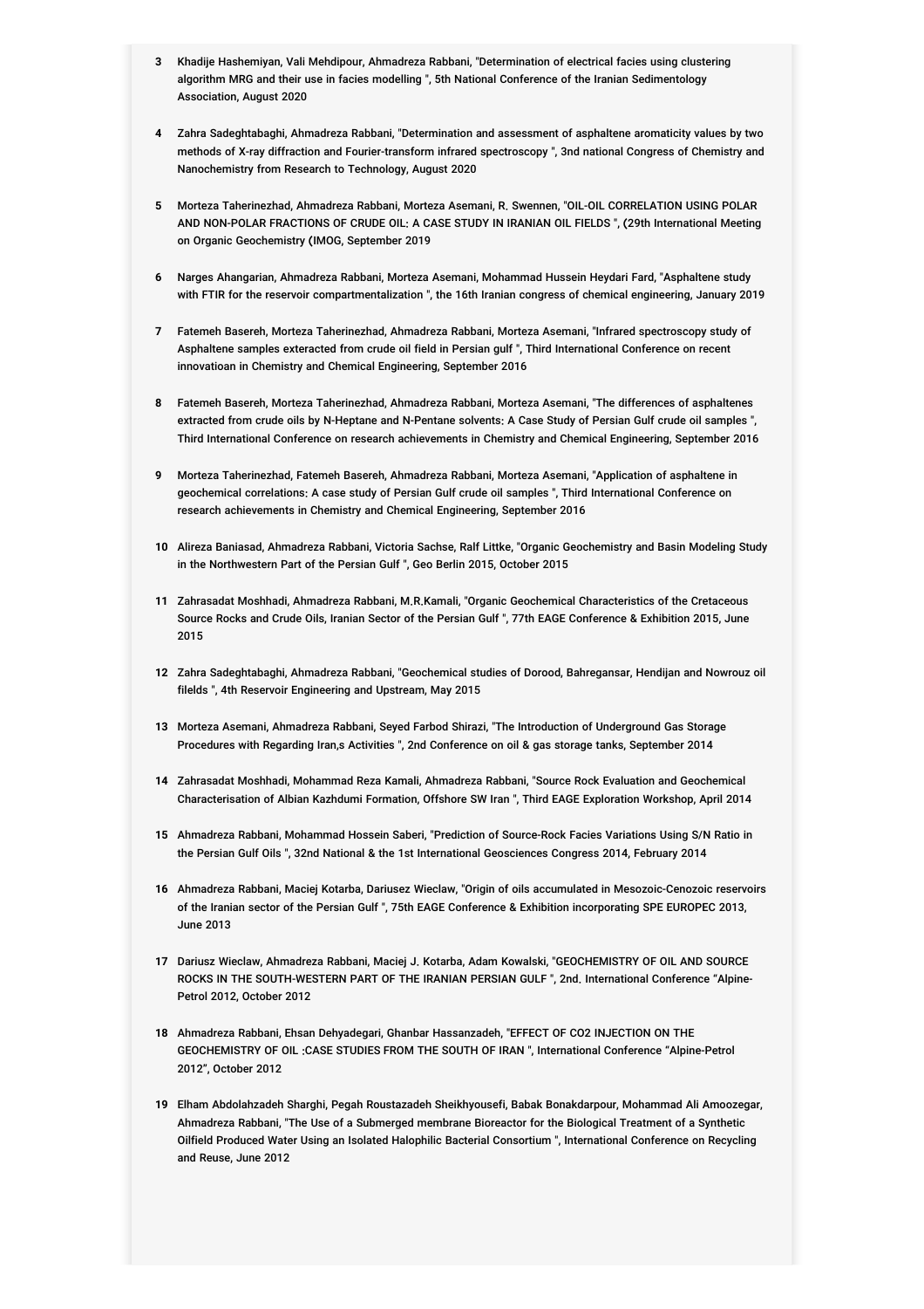3. Khadije Hashemiyan, Vali Mehdipour, Ahmadreza Rabbani, "Determination of electrical facies using clustering algorithm MRG and their use in facies modelling ", 5th National Conference of the Iranian Sedimentology Association, August 2020

4. Zahra Sadeghtabaghi, Ahmadreza Rabbani, "Determination and assessment of asphaltene aromaticity values by two methods of X-ray diffraction and Fourier-transform infrared spectroscopy ", 3nd national Congress of Chemistry and Nanochemistry from Research to Technology, August 2020

5. Morteza Taherinezhad, Ahmadreza Rabbani, Morteza Asemani, R. Swennen, "OIL-OIL CORRELATION USING POLAR AND NON-POLAR FRACTIONS OF CRUDE OIL: A CASE STUDY IN IRANIAN OIL FIELDS ", (29th International Meeting on Organic Geochemistry (IMOG, September 2019

6. Narges Ahangarian, Ahmadreza Rabbani, Morteza Asemani, Mohammad Hussein Heydari Fard, "Asphaltene study with FTIR for the reservoir compartmentalization ", the 16th Iranian congress of chemical engineering, January 2019

7. Fatemeh Basereh, Morteza Taherinezhad, Ahmadreza Rabbani, Morteza Asemani, "Infrared spectroscopy study of Asphaltene samples exteracted from crude oil field in Persian gulf ", Third International Conference on recent innovatioan in Chemistry and Chemical Engineering, September 2016

8. Fatemeh Basereh, Morteza Taherinezhad, Ahmadreza Rabbani, Morteza Asemani, "The differences of asphaltenes extracted from crude oils by N-Heptane and N-Pentane solvents: A Case Study of Persian Gulf crude oil samples ", Third International Conference on research achievements in Chemistry and Chemical Engineering, September 2016

9. Morteza Taherinezhad, Fatemeh Basereh, Ahmadreza Rabbani, Morteza Asemani, "Application of asphaltene in geochemical correlations: A case study of Persian Gulf crude oil samples ", Third International Conference on research achievements in Chemistry and Chemical Engineering, September 2016

10. Alireza Baniasad, Ahmadreza Rabbani, Victoria Sachse, Ralf Littke, "Organic Geochemistry and Basin Modeling Study in the Northwestern Part of the Persian Gulf ", Geo Berlin 2015, October 2015

11. Zahrasadat Moshhadi, Ahmadreza Rabbani, M.R.Kamali, "Organic Geochemical Characteristics of the Cretaceous Source Rocks and Crude Oils, Iranian Sector of the Persian Gulf ", 77th EAGE Conference & Exhibition 2015, June 2015

12. Zahra Sadeghtabaghi, Ahmadreza Rabbani, "Geochemical studies of Dorood, Bahregansar, Hendijan and Nowrouz oil filelds ", 4th Reservoir Engineering and Upstream, May 2015

13. Morteza Asemani, Ahmadreza Rabbani, Seyed Farbod Shirazi, "The Introduction of Underground Gas Storage Procedures with Regarding Iran,s Activities ", 2nd Conference on oil & gas storage tanks, September 2014

14. Zahrasadat Moshhadi, Mohammad Reza Kamali, Ahmadreza Rabbani, "Source Rock Evaluation and Geochemical Characterisation of Albian Kazhdumi Formation, Offshore SW Iran ", Third EAGE Exploration Workshop, April 2014

15. Ahmadreza Rabbani, Mohammad Hossein Saberi, "Prediction of Source-Rock Facies Variations Using S/N Ratio in the Persian Gulf Oils ", 32nd National & the 1st International Geosciences Congress 2014, February 2014

16. Ahmadreza Rabbani, Maciej Kotarba, Dariusez Wieclaw, "Origin of oils accumulated in Mesozoic-Cenozoic reservoirs of the Iranian sector of the Persian Gulf ", 75th EAGE Conference & Exhibition incorporating SPE EUROPEC 2013, June 2013

17. Dariusz Wieclaw, Ahmadreza Rabbani, Maciej J. Kotarba, Adam Kowalski, "GEOCHEMISTRY OF OIL AND SOURCE ROCKS IN THE SOUTH-WESTERN PART OF THE IRANIAN PERSIAN GULF ", 2nd. International Conference "Alpine-Petrol 2012, October 2012

18. Ahmadreza Rabbani, Ehsan Dehyadegari, Ghanbar Hassanzadeh, "EFFECT OF CO2 INJECTION ON THE GEOCHEMISTRY OF OIL :CASE STUDIES FROM THE SOUTH OF IRAN ", International Conference "Alpine-Petrol 2012", October 2012

19. Elham Abdolahzadeh Sharghi, Pegah Roustazadeh Sheikhyousefi, Babak Bonakdarpour, Mohammad Ali Amoozegar, Ahmadreza Rabbani, "The Use of a Submerged membrane Bioreactor for the Biological Treatment of a Synthetic Oilfield Produced Water Using an Isolated Halophilic Bacterial Consortium ", International Conference on Recycling and Reuse, June 2012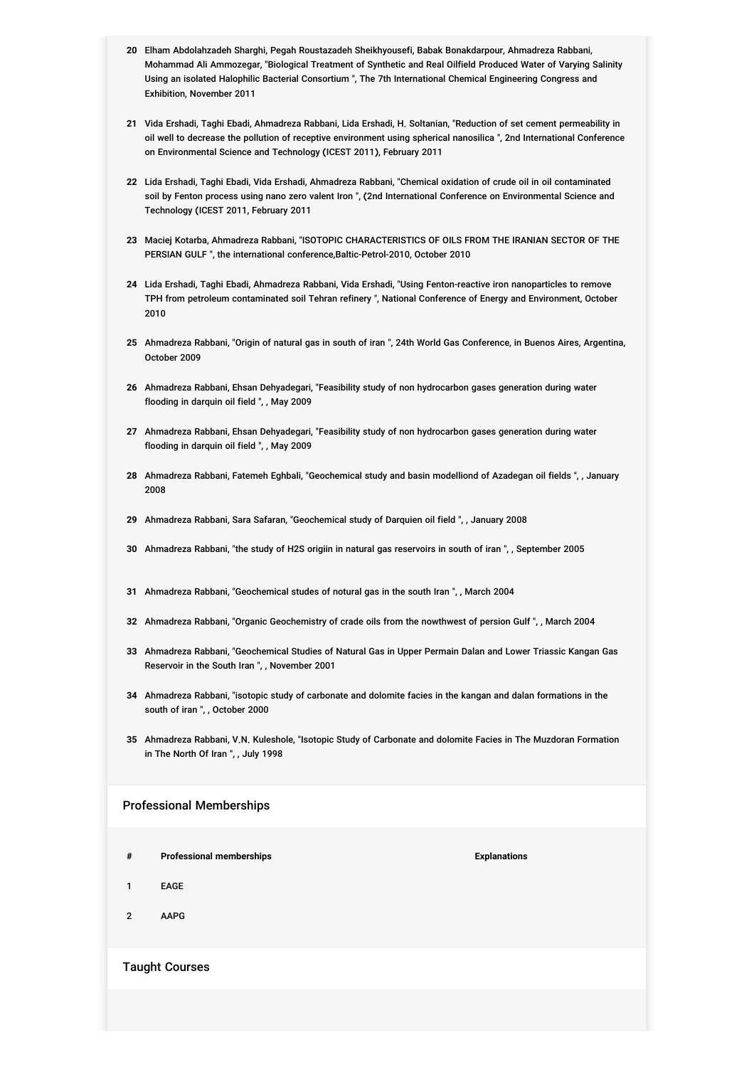20. Elham Abdolahzadeh Sharghi, Pegah Roustazadeh Sheikhyousefi, Babak Bonakdarpour, Ahmadreza Rabbani, Mohammad Ali Ammozegar, "Biological Treatment of Synthetic and Real Oilfield Produced Water of Varying Salinity Using an isolated Halophilic Bacterial Consortium ", The 7th International Chemical Engineering Congress and Exhibition, November 2011

21. Vida Ershadi, Taghi Ebadi, Ahmadreza Rabbani, Lida Ershadi, H. Soltanian, "Reduction of set cement permeability in oil well to decrease the pollution of receptive environment using spherical nanosilica ", 2nd International Conference on Environmental Science and Technology (ICEST 2011), February 2011

22. Lida Ershadi, Taghi Ebadi, Vida Ershadi, Ahmadreza Rabbani, "Chemical oxidation of crude oil in oil contaminated soil by Fenton process using nano zero valent Iron ", (2nd International Conference on Environmental Science and Technology (ICEST 2011, February 2011

23. Maciej Kotarba, Ahmadreza Rabbani, "ISOTOPIC CHARACTERISTICS OF OILS FROM THE IRANIAN SECTOR OF THE PERSIAN GULF ", the international conference,Baltic-Petrol-2010, October 2010

24. Lida Ershadi, Taghi Ebadi, Ahmadreza Rabbani, Vida Ershadi, "Using Fenton-reactive iron nanoparticles to remove TPH from petroleum contaminated soil Tehran refinery ", National Conference of Energy and Environment, October 2010

25. Ahmadreza Rabbani, "Origin of natural gas in south of iran ", 24th World Gas Conference, in Buenos Aires, Argentina, October 2009

26. Ahmadreza Rabbani, Ehsan Dehyadegari, "Feasibility study of non hydrocarbon gases generation during water flooding in darquin oil field ", , May 2009

27. Ahmadreza Rabbani, Ehsan Dehyadegari, "Feasibility study of non hydrocarbon gases generation during water flooding in darquin oil field ", , May 2009

28. Ahmadreza Rabbani, Fatemeh Eghbali, "Geochemical study and basin modelliond of Azadegan oil fields ", , January 2008

29. Ahmadreza Rabbani, Sara Safaran, "Geochemical study of Darquien oil field ", , January 2008

30. Ahmadreza Rabbani, "the study of H2S origiin in natural gas reservoirs in south of iran ", , September 2005

31. Ahmadreza Rabbani, "Geochemical studes of notural gas in the south Iran ", , March 2004

32. Ahmadreza Rabbani, "Organic Geochemistry of crade oils from the nowthwest of persion Gulf ", , March 2004

33. Ahmadreza Rabbani, "Geochemical Studies of Natural Gas in Upper Permain Dalan and Lower Triassic Kangan Gas Reservoir in the South Iran ", , November 2001

34. Ahmadreza Rabbani, "isotopic study of carbonate and dolomite facies in the kangan and dalan formations in the south of iran ", , October 2000

35. Ahmadreza Rabbani, V.N. Kuleshole, "Isotopic Study of Carbonate and dolomite Facies in The Muzdoran Formation in The North Of Iran ", , July 1998

## Professional Memberships

| # | Professional memberships | Explanations |
|---|---|---|
| 1 | EAGE | |
| 2 | AAPG | |

## Taught Courses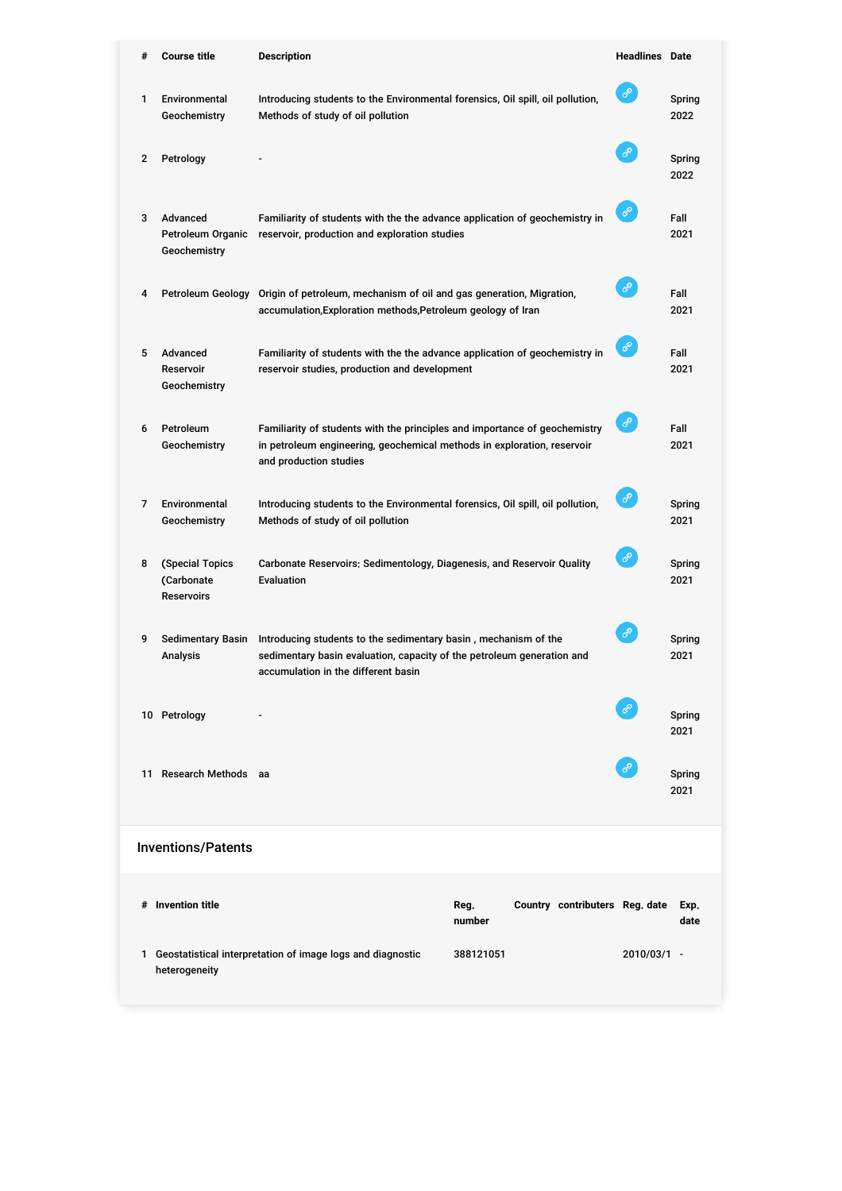| # | Course title | Description | Headlines | Date |
|---|---|---|---|---|
| 1 | Environmental Geochemistry | Introducing students to the Environmental forensics, Oil spill, oil pollution, Methods of study of oil pollution | 🔗 | Spring 2022 |
| 2 | Petrology | - | 🔗 | Spring 2022 |
| 3 | Advanced Petroleum Organic Geochemistry | Familiarity of students with the the advance application of geochemistry in reservoir, production and exploration studies | 🔗 | Fall 2021 |
| 4 | Petroleum Geology | Origin of petroleum, mechanism of oil and gas generation, Migration, accumulation,Exploration methods,Petroleum geology of Iran | 🔗 | Fall 2021 |
| 5 | Advanced Reservoir Geochemistry | Familiarity of students with the the advance application of geochemistry in reservoir studies, production and development | 🔗 | Fall 2021 |
| 6 | Petroleum Geochemistry | Familiarity of students with the principles and importance of geochemistry in petroleum engineering, geochemical methods in exploration, reservoir and production studies | 🔗 | Fall 2021 |
| 7 | Environmental Geochemistry | Introducing students to the Environmental forensics, Oil spill, oil pollution, Methods of study of oil pollution | 🔗 | Spring 2021 |
| 8 | (Special Topics (Carbonate Reservoirs | Carbonate Reservoirs: Sedimentology, Diagenesis, and Reservoir Quality Evaluation | 🔗 | Spring 2021 |
| 9 | Sedimentary Basin Analysis | Introducing students to the sedimentary basin , mechanism of the sedimentary basin evaluation, capacity of the petroleum generation and accumulation in the different basin | 🔗 | Spring 2021 |
| 10 | Petrology | - | 🔗 | Spring 2021 |
| 11 | Research Methods | aa | 🔗 | Spring 2021 |

## Inventions/Patents

| # | Invention title | Reg. number | Country | contributers | Reg. date | Exp. date |
|---|---|---|---|---|---|---|
| 1 | Geostatistical interpretation of image logs and diagnostic heterogeneity | 388121051 | | | 2010/03/1 | - |